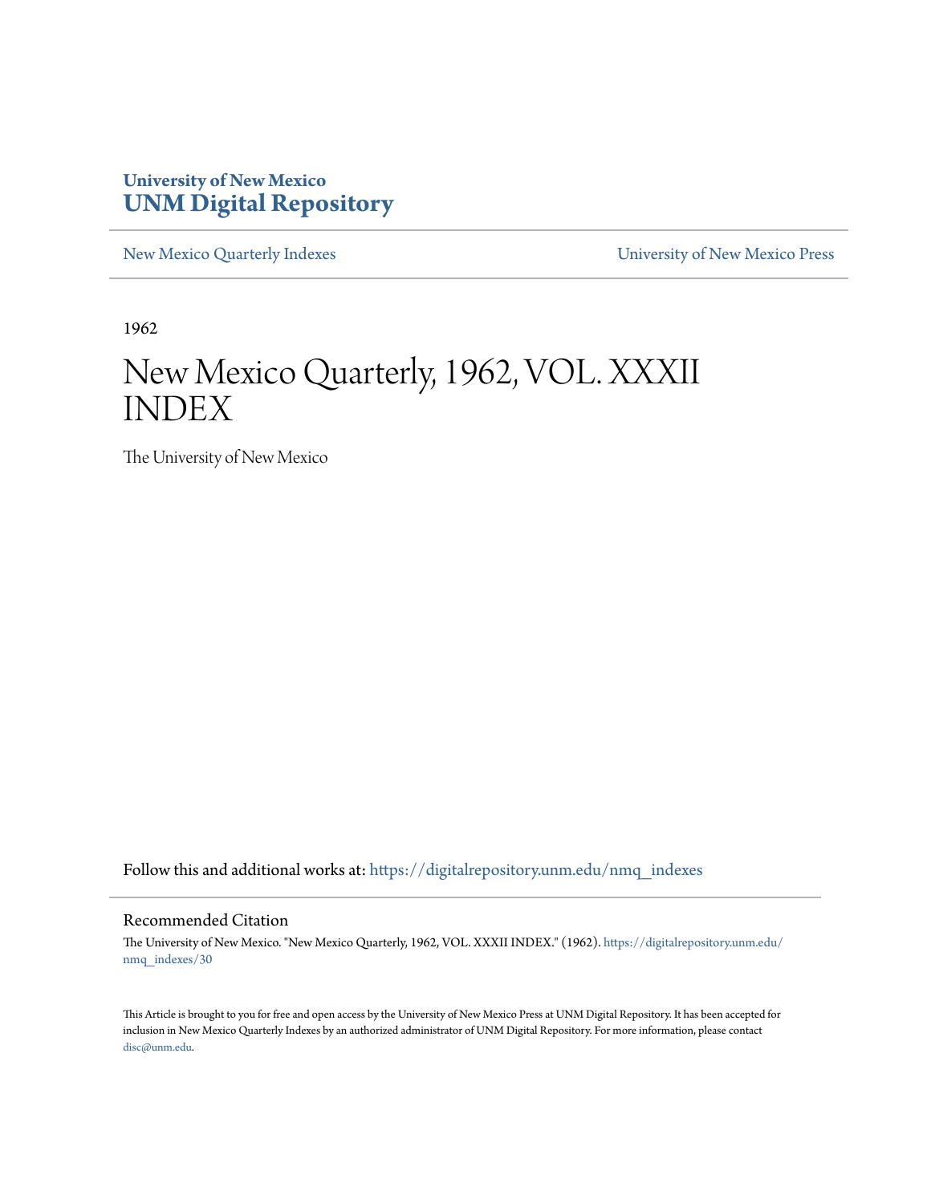**University of New Mexico**
**UNM Digital Repository**

New Mexico Quarterly Indexes | University of New Mexico Press

1962

# New Mexico Quarterly, 1962, VOL. XXXII INDEX

The University of New Mexico

Follow this and additional works at: https://digitalrepository.unm.edu/nmq_indexes

## Recommended Citation

The University of New Mexico. "New Mexico Quarterly, 1962, VOL. XXXII INDEX." (1962). https://digitalrepository.unm.edu/nmq_indexes/30

This Article is brought to you for free and open access by the University of New Mexico Press at UNM Digital Repository. It has been accepted for inclusion in New Mexico Quarterly Indexes by an authorized administrator of UNM Digital Repository. For more information, please contact disc@unm.edu.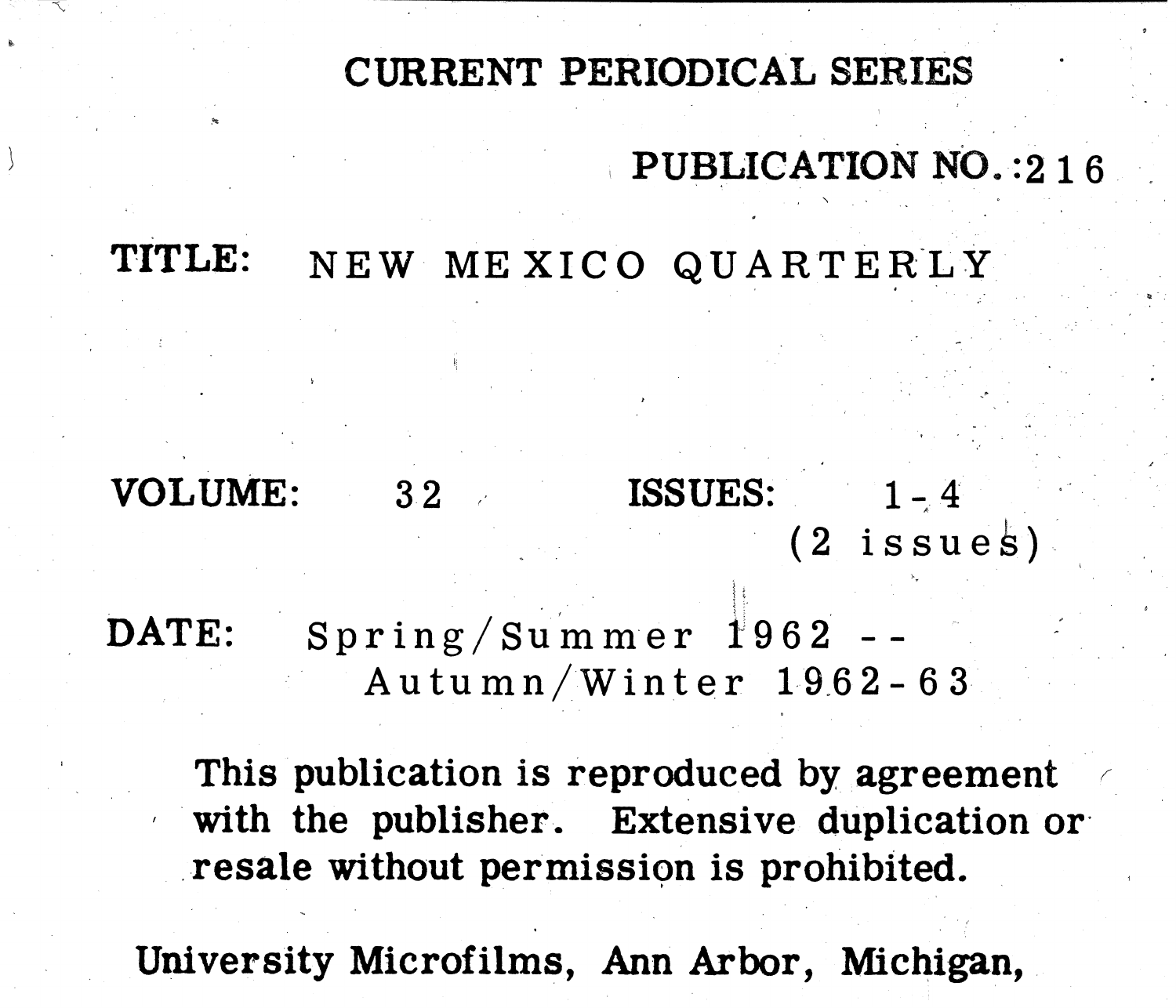# CURRENT PERIODICAL SERIES

**PUBLICATION NO.:** 216

**TITLE:** NEW MEXICO QUARTERLY

**VOLUME:** 32 **ISSUES:** 1-4 (2 issues)

**DATE:** Spring/Summer 1962 -- Autumn/Winter 1962-63

**This publication is reproduced by agreement with the publisher. Extensive duplication or resale without permission is prohibited.**

**University Microfilms, Ann Arbor, Michigan,**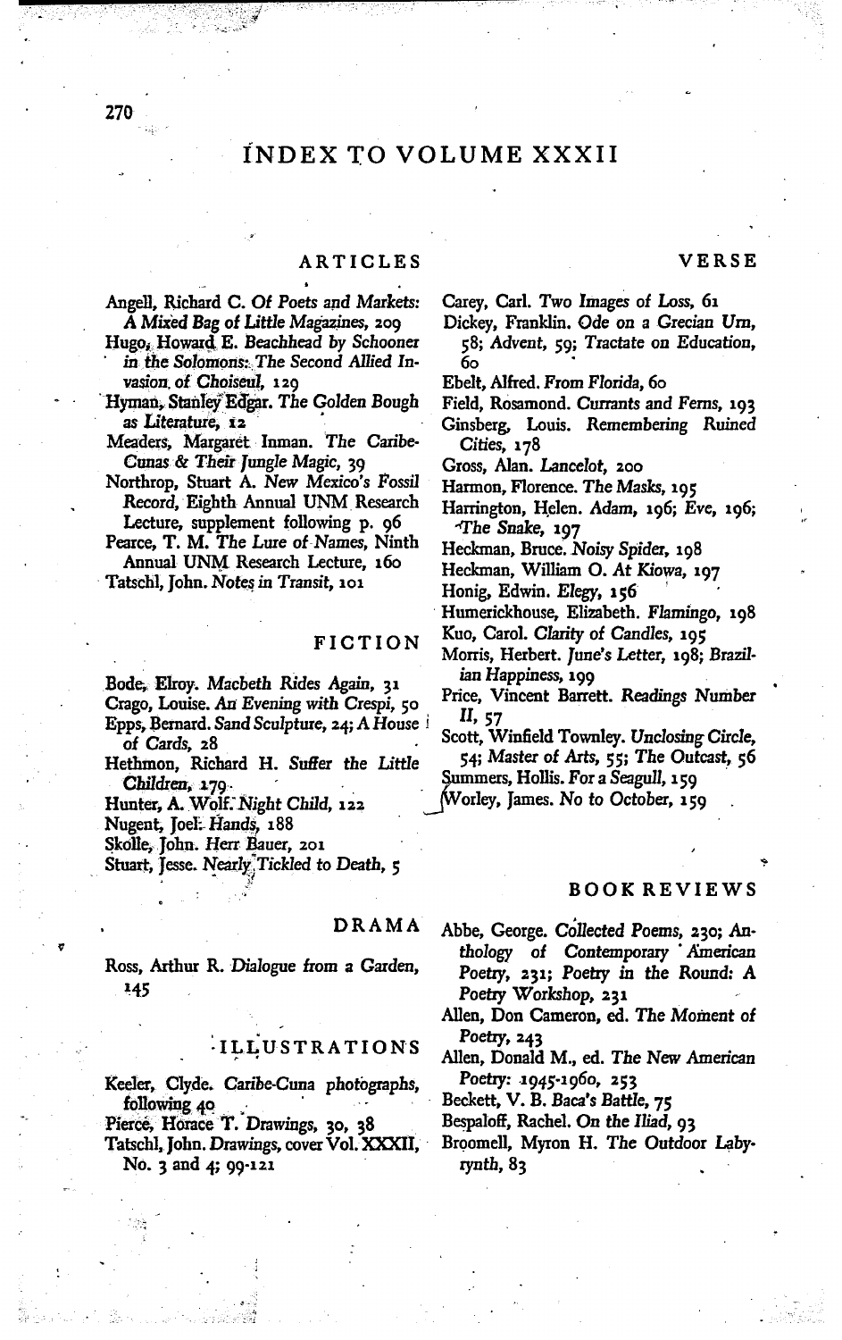# INDEX TO VOLUME XXXII

## ARTICLES

Angell, Richard C. *Of Poets and Markets: A Mixed Bag of Little Magazines,* 209

Hugo, Howard E. *Beachhead by Schooner in the Solomons: The Second Allied Invasion of Choiseul,* 129

Hyman, Stanley Edgar. *The Golden Bough as Literature,* 12

Meaders, Margaret Inman. *The Caribe-Cunas & Their Jungle Magic,* 39

Northrop, Stuart A. *New Mexico's Fossil Record,* Eighth Annual UNM Research Lecture, supplement following p. 96

Pearce, T. M. *The Lure of Names,* Ninth Annual UNM Research Lecture, 160

Tatschl, John. *Notes in Transit,* 101

## FICTION

Bode, Elroy. *Macbeth Rides Again,* 31

Crago, Louise. *An Evening with Crespi,* 50

Epps, Bernard. *Sand Sculpture,* 24; *A House of Cards,* 28

Hethmon, Richard H. *Suffer the Little Children,* 179

Hunter, A. Wolf. *Night Child,* 122

Nugent, Joel. *Hands,* 188

Skolle, John. *Herr Bauer,* 201

Stuart, Jesse. *Nearly Tickled to Death,* 5

## DRAMA

Ross, Arthur R. *Dialogue from a Garden,* 145

## ILLUSTRATIONS

Keeler, Clyde. *Caribe-Cuna photographs,* following 40

Pierce, Horace T. *Drawings,* 30, 38

Tatschl, John. *Drawings,* cover Vol. XXXII, No. 3 and 4; 99-121

## VERSE

Carey, Carl. *Two Images of Loss,* 61

Dickey, Franklin. *Ode on a Grecian Urn,* 58; *Advent,* 59; *Tractate on Education,* 60

Ebelt, Alfred. *From Florida,* 60

Field, Rosamond. *Currants and Ferns,* 193

Ginsberg, Louis. *Remembering Ruined Cities,* 178

Gross, Alan. *Lancelot,* 200

Harmon, Florence. *The Masks,* 195

Harrington, Helen. *Adam,* 196; *Eve,* 196; *The Snake,* 197

Heckman, Bruce. *Noisy Spider,* 198

Heckman, William O. *At Kiowa,* 197

Honig, Edwin. *Elegy,* 156

Humerickhouse, Elizabeth. *Flamingo,* 198

Kuo, Carol. *Clarity of Candles,* 195

Morris, Herbert. *June's Letter,* 198; *Brazilian Happiness,* 199

Price, Vincent Barrett. *Readings Number II,* 57

Scott, Winfield Townley. *Unclosing Circle,* 54; *Master of Arts,* 55; *The Outcast,* 56

Summers, Hollis. *For a Seagull,* 159

Worley, James. *No to October,* 159

## BOOK REVIEWS

Abbe, George. *Collected Poems,* 230; *Anthology of Contemporary American Poetry,* 231; *Poetry in the Round: A Poetry Workshop,* 231

Allen, Don Cameron, ed. *The Moment of Poetry,* 243

Allen, Donald M., ed. *The New American Poetry: 1945-1960,* 253

Beckett, V. B. *Baca's Battle,* 75

Bespaloff, Rachel. *On the Iliad,* 93

Broomell, Myron H. *The Outdoor Labyrynth,* 83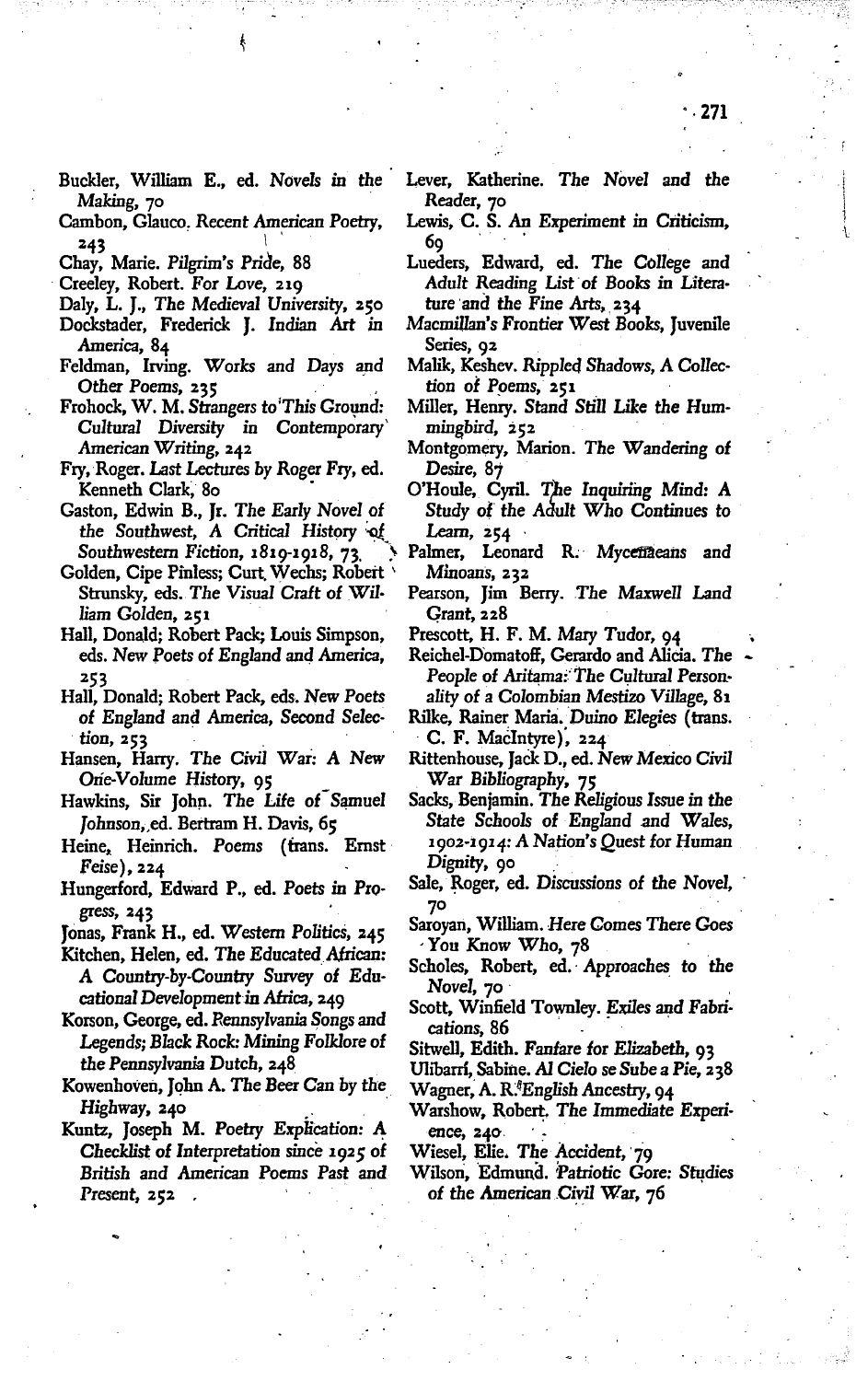Buckler, William E., ed. *Novels in the Making*, 70

Cambon, Glauco. *Recent American Poetry*, 243

Chay, Marie. *Pilgrim's Pride*, 88

Creeley, Robert. *For Love*, 219

Daly, L. J., *The Medieval University*, 250

Dockstader, Frederick J. *Indian Art in America*, 84

Feldman, Irving. *Works and Days and Other Poems*, 235

Frohock, W. M. *Strangers to This Ground: Cultural Diversity in Contemporary American Writing*, 242

Fry, Roger. *Last Lectures by Roger Fry*, ed. Kenneth Clark, 80

Gaston, Edwin B., Jr. *The Early Novel of the Southwest, A Critical History of Southwestern Fiction, 1819-1918*, 73

Golden, Cipe Pinless; Curt Wechs; Robert Strunsky, eds. *The Visual Craft of William Golden*, 251

Hall, Donald; Robert Pack; Louis Simpson, eds. *New Poets of England and America*, 253

Hall, Donald; Robert Pack, eds. *New Poets of England and America, Second Selection*, 253

Hansen, Harry. *The Civil War: A New One-Volume History*, 95

Hawkins, Sir John. *The Life of Samuel Johnson*, ed. Bertram H. Davis, 65

Heine, Heinrich. *Poems* (trans. Ernst Feise), 224

Hungerford, Edward P., ed. *Poets in Progress*, 243

Jonas, Frank H., ed. *Western Politics*, 245

Kitchen, Helen, ed. *The Educated African: A Country-by-Country Survey of Educational Development in Africa*, 249

Korson, George, ed. *Pennsylvania Songs and Legends; Black Rock: Mining Folklore of the Pennsylvania Dutch*, 248

Kowenhoven, John A. *The Beer Can by the Highway*, 240

Kuntz, Joseph M. *Poetry Explication: A Checklist of Interpretation since 1925 of British and American Poems Past and Present*, 252

Lever, Katherine. *The Novel and the Reader*, 70

Lewis, C. S. *An Experiment in Criticism*, 69

Lueders, Edward, ed. *The College and Adult Reading List of Books in Literature and the Fine Arts*, 234

*Macmillan's Frontier West Books*, Juvenile Series, 92

Malik, Keshev. *Rippled Shadows, A Collection of Poems*, 251

Miller, Henry. *Stand Still Like the Hummingbird*, 252

Montgomery, Marion. *The Wandering of Desire*, 87

O'Houle, Cyril. *The Inquiring Mind: A Study of the Adult Who Continues to Learn*, 254

Palmer, Leonard R. *Mycenaeans and Minoans*, 232

Pearson, Jim Berry. *The Maxwell Land Grant*, 228

Prescott, H. F. M. *Mary Tudor*, 94

Reichel-Domatoff, Gerardo and Alicia. *The People of Aritama: The Cultural Personality of a Colombian Mestizo Village*, 81

Rilke, Rainer Maria. *Duino Elegies* (trans. C. F. MacIntyre), 224

Rittenhouse, Jack D., ed. *New Mexico Civil War Bibliography*, 75

Sacks, Benjamin. *The Religious Issue in the State Schools of England and Wales, 1902-1914: A Nation's Quest for Human Dignity*, 90

Sale, Roger, ed. *Discussions of the Novel*, 70

Saroyan, William. *Here Comes There Goes You Know Who*, 78

Scholes, Robert, ed. *Approaches to the Novel*, 70

Scott, Winfield Townley. *Exiles and Fabrications*, 86

Sitwell, Edith. *Fanfare for Elizabeth*, 93

Ulibarrí, Sabine. *Al Cielo se Sube a Pie*, 238

Wagner, A. R. *English Ancestry*, 94

Warshow, Robert. *The Immediate Experience*, 240

Wiesel, Elie. *The Accident*, 79

Wilson, Edmund. *Patriotic Gore: Studies of the American Civil War*, 76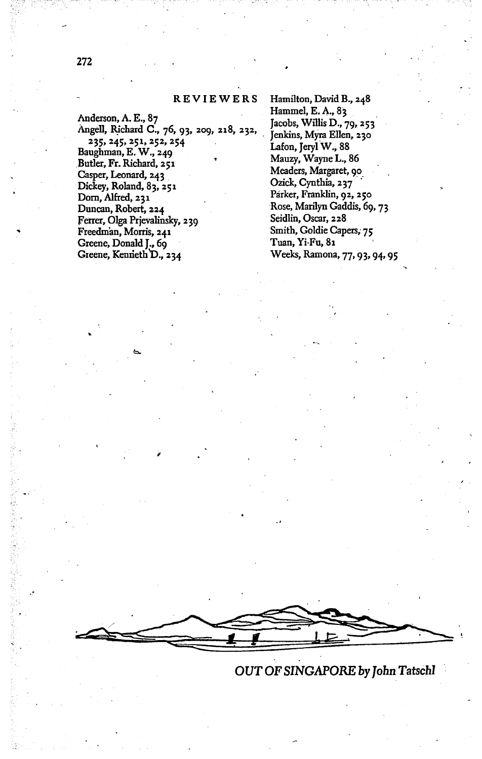## REVIEWERS

Anderson, A. E., 87
Angell, Richard C., 76, 93, 209, 218, 232, 235, 245, 251, 252, 254
Baughman, E. W., 249
Butler, Fr. Richard, 251
Casper, Leonard, 243
Dickey, Roland, 83, 251
Dorn, Alfred, 231
Duncan, Robert, 224
Ferrer, Olga Prjevalinsky, 239
Freedman, Morris, 241
Greene, Donald J., 69
Greene, Kenneth D., 234
Hamilton, David B., 248
Hammel, E. A., 83
Jacobs, Willis D., 79, 253
Jenkins, Myra Ellen, 230
Lafon, Jeryl W., 88
Mauzy, Wayne L., 86
Meaders, Margaret, 90
Ozick, Cynthia, 237
Parker, Franklin, 92, 250
Rose, Marilyn Gaddis, 69, 73
Seidlin, Oscar, 228
Smith, Goldie Capers, 75
Tuan, Yi-Fu, 81
Weeks, Ramona, 77, 93, 94, 95

*OUT OF SINGAPORE by John Tatschl*